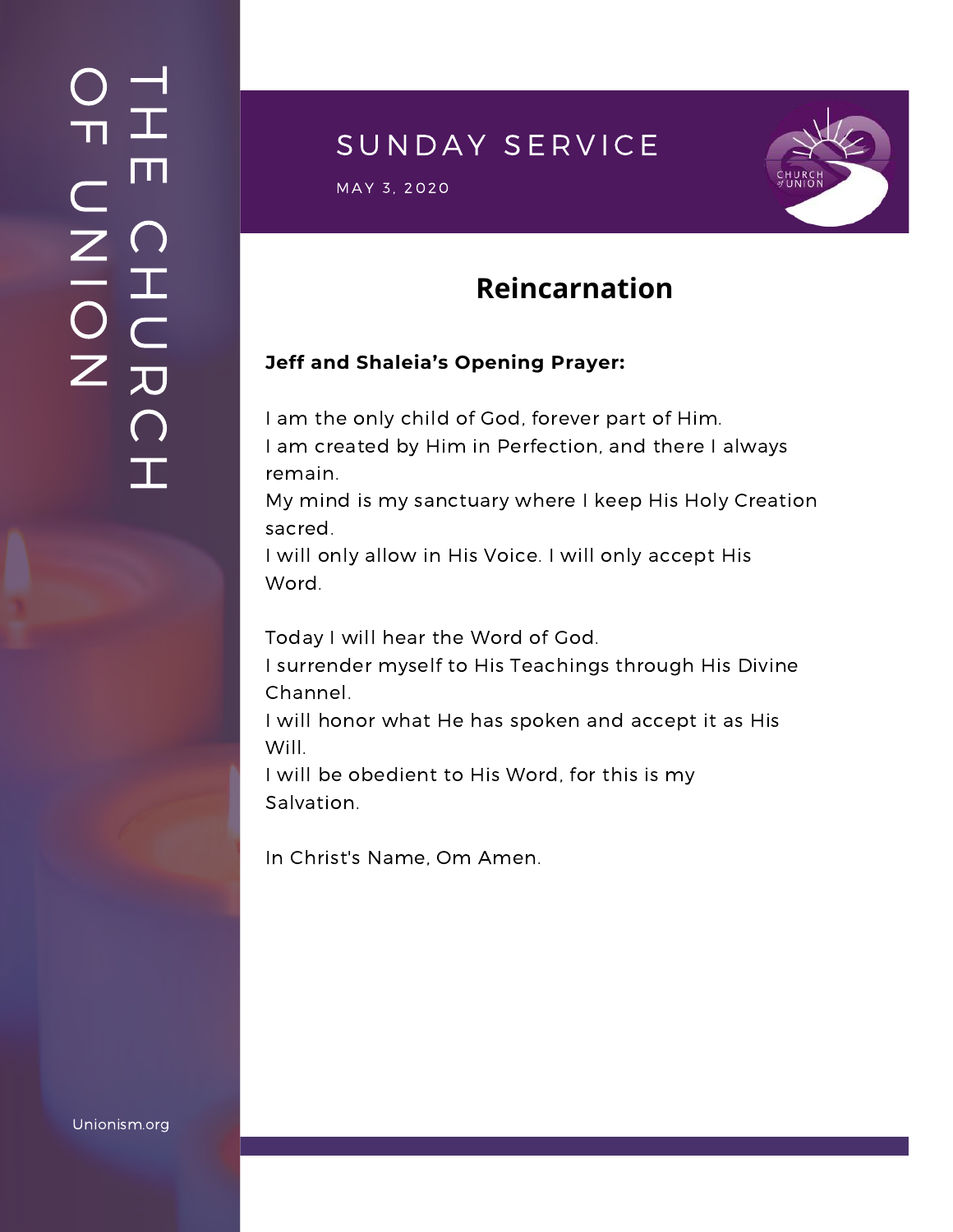THE CHURCH OF UNION

SUNDAY SERVICE

MAY 3, 2020

# Reincarnation

**Jeff and Shaleia's Opening Prayer:**

I am the only child of God, forever part of Him.
I am created by Him in Perfection, and there I always remain.
My mind is my sanctuary where I keep His Holy Creation sacred.
I will only allow in His Voice. I will only accept His Word.

Today I will hear the Word of God.
I surrender myself to His Teachings through His Divine Channel.
I will honor what He has spoken and accept it as His Will.
I will be obedient to His Word, for this is my Salvation.

In Christ's Name, Om Amen.

Unionism.org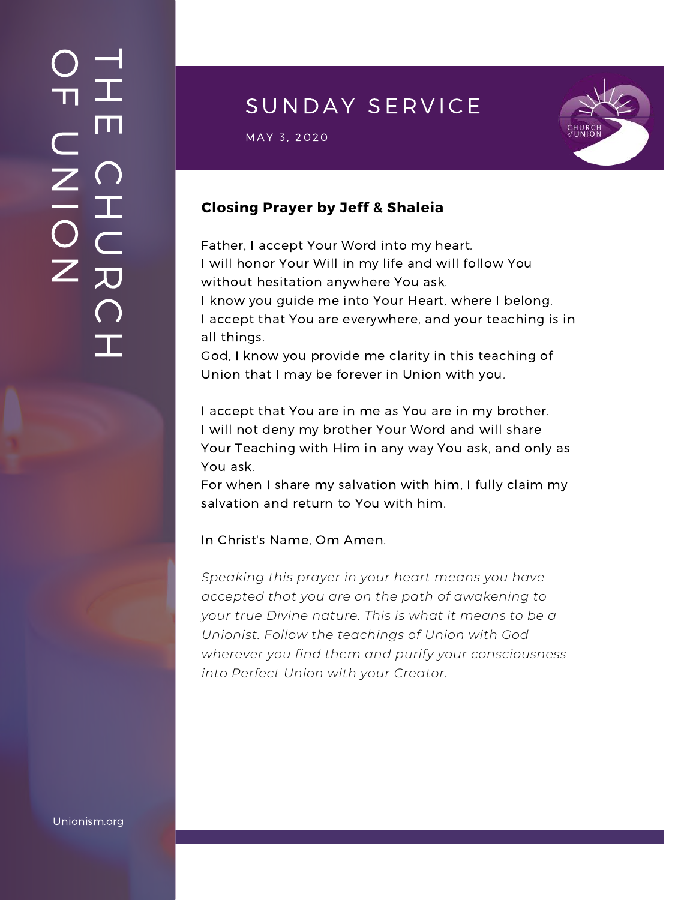# SUNDAY SERVICE

MAY 3, 2020

**Closing Prayer by Jeff & Shaleia**

Father, I accept Your Word into my heart.
I will honor Your Will in my life and will follow You without hesitation anywhere You ask.
I know you guide me into Your Heart, where I belong.
I accept that You are everywhere, and your teaching is in all things.
God, I know you provide me clarity in this teaching of Union that I may be forever in Union with you.

I accept that You are in me as You are in my brother.
I will not deny my brother Your Word and will share Your Teaching with Him in any way You ask, and only as You ask.
For when I share my salvation with him, I fully claim my salvation and return to You with him.

In Christ's Name, Om Amen.

*Speaking this prayer in your heart means you have accepted that you are on the path of awakening to your true Divine nature. This is what it means to be a Unionist. Follow the teachings of Union with God wherever you find them and purify your consciousness into Perfect Union with your Creator.*